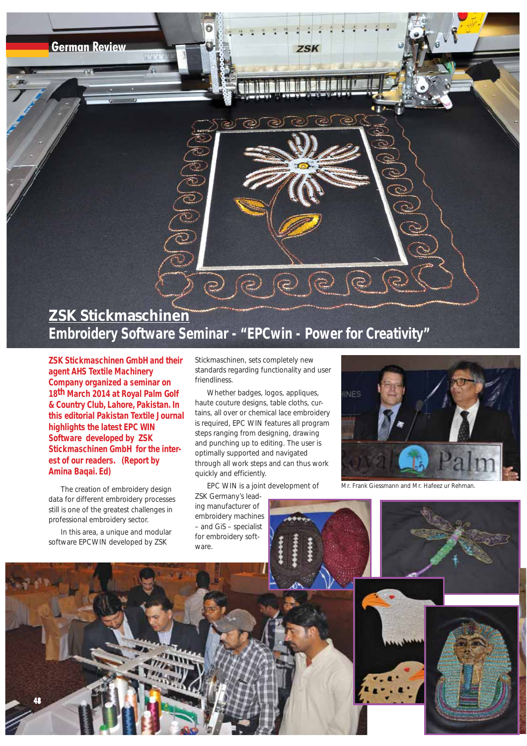# ZSK Stickmaschinen

## Embroidery Software Seminar - "EPCwin - Power for Creativity"

**ZSK Stickmaschinen GmbH and their agent AHS Textile Machinery Company organized a seminar on 18th March 2014 at Royal Palm Golf & Country Club, Lahore, Pakistan. In this editorial Pakistan Textile Journal highlights the latest EPC WIN Software developed by ZSK Stickmaschinen GmbH for the interest of our readers. (Report by Amina Baqai. Ed)**

The creation of embroidery design data for different embroidery processes still is one of the greatest challenges in professional embroidery sector.

In this area, a unique and modular software EPCWIN developed by ZSK Stickmaschinen, sets completely new standards regarding functionality and user friendliness.

Whether badges, logos, appliques, haute couture designs, table cloths, curtains, all over or chemical lace embroidery is required, EPC WIN features all program steps ranging from designing, drawing and punching up to editing. The user is optimally supported and navigated through all work steps and can thus work quickly and efficiently.

EPC WIN is a joint development of ZSK Germany's leading manufacturer of embroidery machines – and GiS – specialist for embroidery software.

Mr. Frank Giessmann and Mr. Hafeez ur Rehman.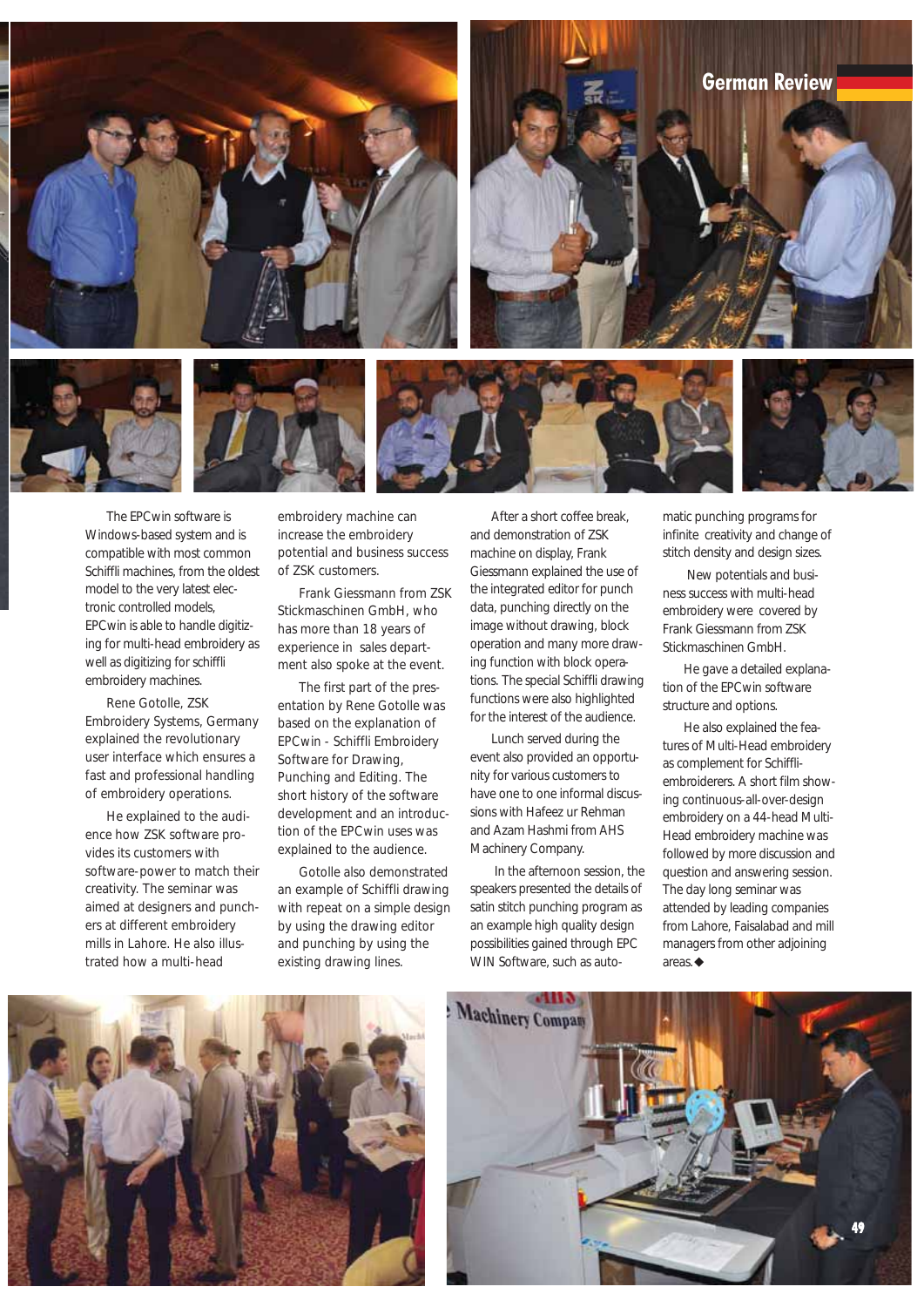The EPCwin software is Windows-based system and is compatible with most common Schiffli machines, from the oldest model to the very latest electronic controlled models, EPCwin is able to handle digitizing for multi-head embroidery as well as digitizing for schiffli embroidery machines.

Rene Gotolle, ZSK Embroidery Systems, Germany explained the revolutionary user interface which ensures a fast and professional handling of embroidery operations.

He explained to the audience how ZSK software provides its customers with software-power to match their creativity. The seminar was aimed at designers and punchers at different embroidery mills in Lahore. He also illustrated how a multi-head embroidery machine can increase the embroidery potential and business success of ZSK customers.

Frank Giessmann from ZSK Stickmaschinen GmbH, who has more than 18 years of experience in sales department also spoke at the event.

The first part of the presentation by Rene Gotolle was based on the explanation of EPCwin - Schiffli Embroidery Software for Drawing, Punching and Editing. The short history of the software development and an introduction of the EPCwin uses was explained to the audience.

Gotolle also demonstrated an example of Schiffli drawing with repeat on a simple design by using the drawing editor and punching by using the existing drawing lines.

After a short coffee break, and demonstration of ZSK machine on display, Frank Giessmann explained the use of the integrated editor for punch data, punching directly on the image without drawing, block operation and many more drawing function with block operations. The special Schiffli drawing functions were also highlighted for the interest of the audience.

Lunch served during the event also provided an opportunity for various customers to have one to one informal discussions with Hafeez ur Rehman and Azam Hashmi from AHS Machinery Company.

In the afternoon session, the speakers presented the details of satin stitch punching program as an example high quality design possibilities gained through EPC WIN Software, such as automatic punching programs for infinite creativity and change of stitch density and design sizes.

New potentials and business success with multi-head embroidery were covered by Frank Giessmann from ZSK Stickmaschinen GmbH.

He gave a detailed explanation of the EPCwin software structure and options.

He also explained the features of Multi-Head embroidery as complement for Schiffli-embroiderers. A short film showing continuous-all-over-design embroidery on a 44-head Multi-Head embroidery machine was followed by more discussion and question and answering session. The day long seminar was attended by leading companies from Lahore, Faisalabad and mill managers from other adjoining areas.◆